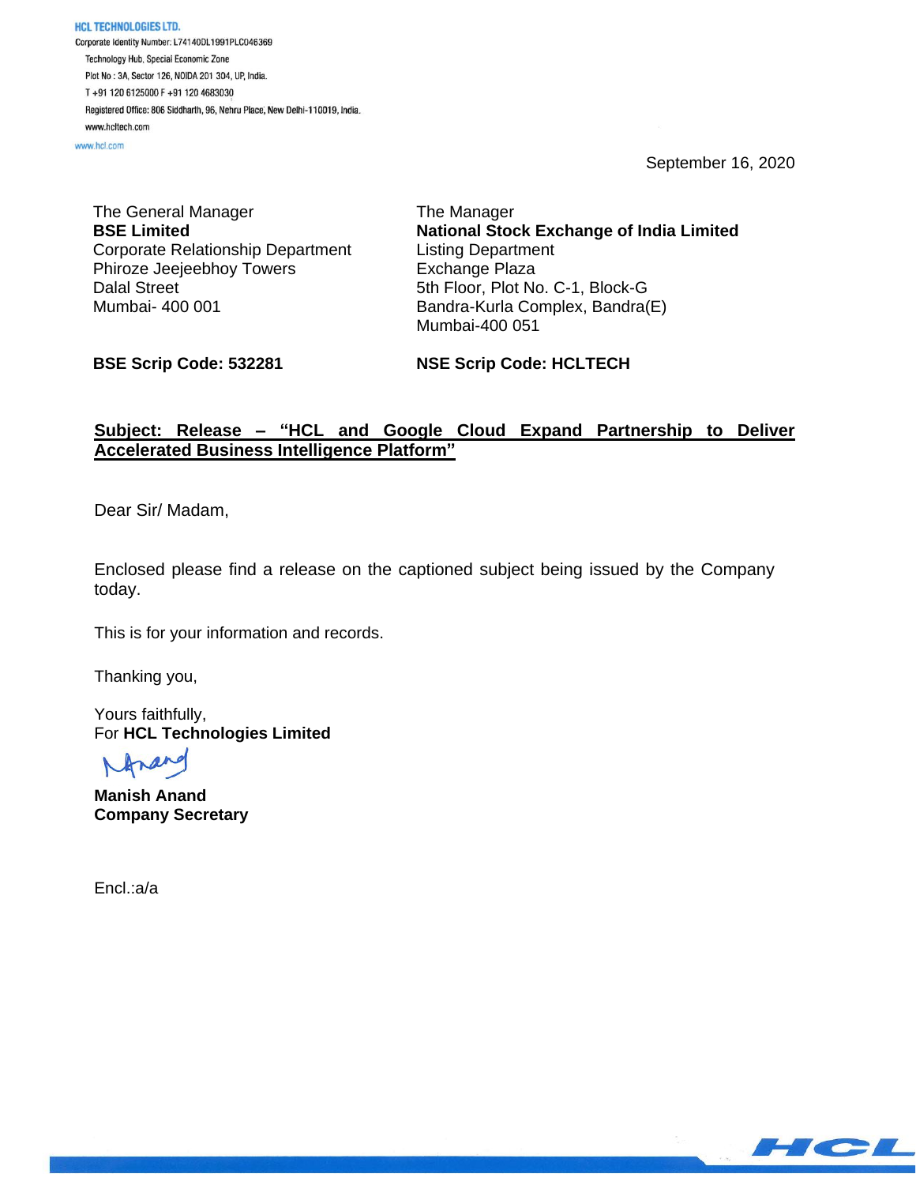**HCL TECHNOLOGIES LTD.**
Corporate Identity Number: L74140DL1991PLC046369
Technology Hub, Special Economic Zone
Plot No : 3A, Sector 126, NOIDA 201 304, UP, India.
T +91 120 6125000 F +91 120 4683030
Registered Office: 806 Siddharth, 96, Nehru Place, New Delhi-110019, India.
www.hcltech.com
www.hcl.com

September 16, 2020

The General Manager
**BSE Limited**
Corporate Relationship Department
Phiroze Jeejeebhoy Towers
Dalal Street
Mumbai- 400 001

The Manager
**National Stock Exchange of India Limited**
Listing Department
Exchange Plaza
5th Floor, Plot No. C-1, Block-G
Bandra-Kurla Complex, Bandra(E)
Mumbai-400 051

**BSE Scrip Code: 532281**

**NSE Scrip Code: HCLTECH**

**Subject: Release – "HCL and Google Cloud Expand Partnership to Deliver Accelerated Business Intelligence Platform"**

Dear Sir/ Madam,

Enclosed please find a release on the captioned subject being issued by the Company today.

This is for your information and records.

Thanking you,

Yours faithfully,
For **HCL Technologies Limited**

**Manish Anand**
**Company Secretary**

Encl.:a/a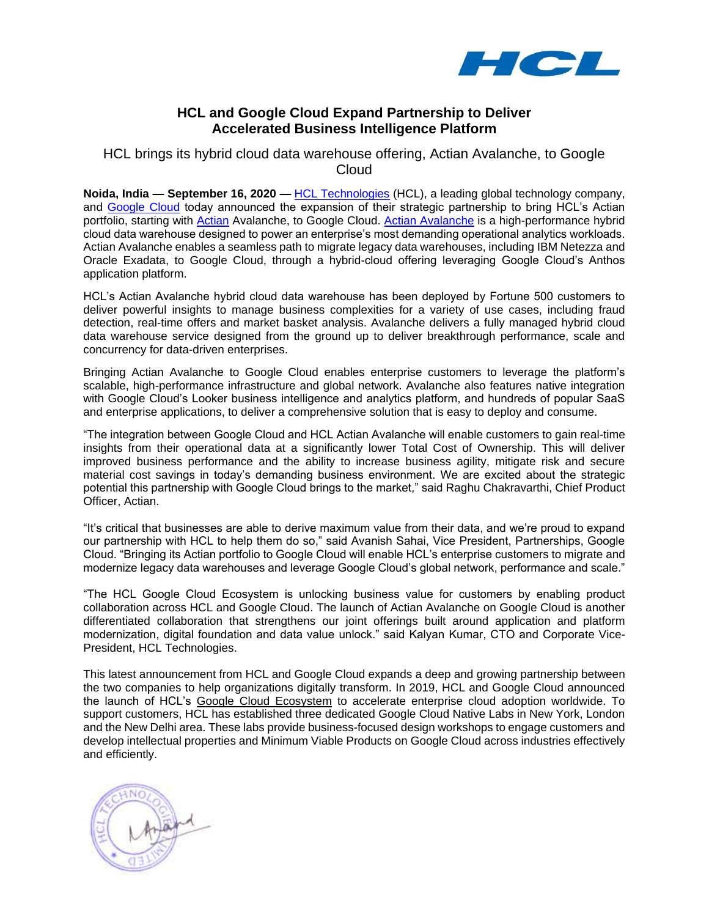# HCL and Google Cloud Expand Partnership to Deliver Accelerated Business Intelligence Platform

## HCL brings its hybrid cloud data warehouse offering, Actian Avalanche, to Google Cloud

**Noida, India — September 16, 2020 —** HCL Technologies (HCL), a leading global technology company, and Google Cloud today announced the expansion of their strategic partnership to bring HCL's Actian portfolio, starting with Actian Avalanche, to Google Cloud. Actian Avalanche is a high-performance hybrid cloud data warehouse designed to power an enterprise's most demanding operational analytics workloads. Actian Avalanche enables a seamless path to migrate legacy data warehouses, including IBM Netezza and Oracle Exadata, to Google Cloud, through a hybrid-cloud offering leveraging Google Cloud's Anthos application platform.

HCL's Actian Avalanche hybrid cloud data warehouse has been deployed by Fortune 500 customers to deliver powerful insights to manage business complexities for a variety of use cases, including fraud detection, real-time offers and market basket analysis. Avalanche delivers a fully managed hybrid cloud data warehouse service designed from the ground up to deliver breakthrough performance, scale and concurrency for data-driven enterprises.

Bringing Actian Avalanche to Google Cloud enables enterprise customers to leverage the platform's scalable, high-performance infrastructure and global network. Avalanche also features native integration with Google Cloud's Looker business intelligence and analytics platform, and hundreds of popular SaaS and enterprise applications, to deliver a comprehensive solution that is easy to deploy and consume.

"The integration between Google Cloud and HCL Actian Avalanche will enable customers to gain real-time insights from their operational data at a significantly lower Total Cost of Ownership. This will deliver improved business performance and the ability to increase business agility, mitigate risk and secure material cost savings in today's demanding business environment. We are excited about the strategic potential this partnership with Google Cloud brings to the market," said Raghu Chakravarthi, Chief Product Officer, Actian.

"It's critical that businesses are able to derive maximum value from their data, and we're proud to expand our partnership with HCL to help them do so," said Avanish Sahai, Vice President, Partnerships, Google Cloud. "Bringing its Actian portfolio to Google Cloud will enable HCL's enterprise customers to migrate and modernize legacy data warehouses and leverage Google Cloud's global network, performance and scale."

"The HCL Google Cloud Ecosystem is unlocking business value for customers by enabling product collaboration across HCL and Google Cloud. The launch of Actian Avalanche on Google Cloud is another differentiated collaboration that strengthens our joint offerings built around application and platform modernization, digital foundation and data value unlock." said Kalyan Kumar, CTO and Corporate Vice-President, HCL Technologies.

This latest announcement from HCL and Google Cloud expands a deep and growing partnership between the two companies to help organizations digitally transform. In 2019, HCL and Google Cloud announced the launch of HCL's Google Cloud Ecosystem to accelerate enterprise cloud adoption worldwide. To support customers, HCL has established three dedicated Google Cloud Native Labs in New York, London and the New Delhi area. These labs provide business-focused design workshops to engage customers and develop intellectual properties and Minimum Viable Products on Google Cloud across industries effectively and efficiently.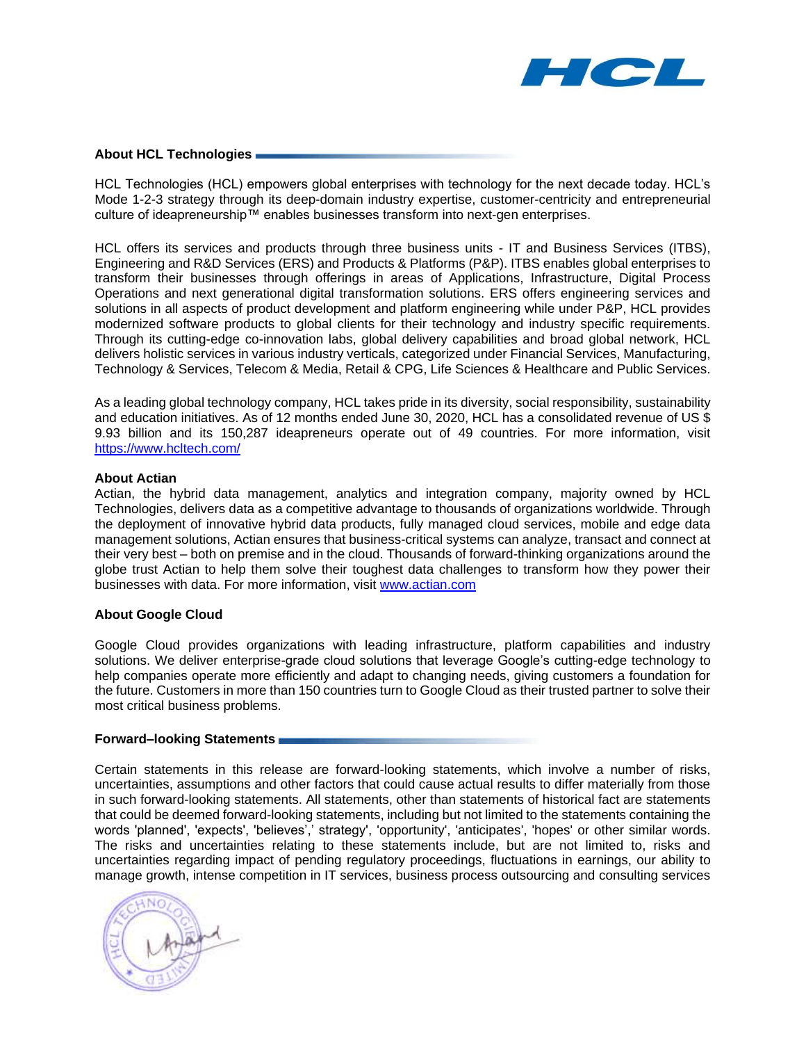### About HCL Technologies

HCL Technologies (HCL) empowers global enterprises with technology for the next decade today. HCL's Mode 1-2-3 strategy through its deep-domain industry expertise, customer-centricity and entrepreneurial culture of ideapreneurship™ enables businesses transform into next-gen enterprises.

HCL offers its services and products through three business units - IT and Business Services (ITBS), Engineering and R&D Services (ERS) and Products & Platforms (P&P). ITBS enables global enterprises to transform their businesses through offerings in areas of Applications, Infrastructure, Digital Process Operations and next generational digital transformation solutions. ERS offers engineering services and solutions in all aspects of product development and platform engineering while under P&P, HCL provides modernized software products to global clients for their technology and industry specific requirements. Through its cutting-edge co-innovation labs, global delivery capabilities and broad global network, HCL delivers holistic services in various industry verticals, categorized under Financial Services, Manufacturing, Technology & Services, Telecom & Media, Retail & CPG, Life Sciences & Healthcare and Public Services.

As a leading global technology company, HCL takes pride in its diversity, social responsibility, sustainability and education initiatives. As of 12 months ended June 30, 2020, HCL has a consolidated revenue of US $ 9.93 billion and its 150,287 ideapreneurs operate out of 49 countries. For more information, visit https://www.hcltech.com/

### About Actian

Actian, the hybrid data management, analytics and integration company, majority owned by HCL Technologies, delivers data as a competitive advantage to thousands of organizations worldwide. Through the deployment of innovative hybrid data products, fully managed cloud services, mobile and edge data management solutions, Actian ensures that business-critical systems can analyze, transact and connect at their very best – both on premise and in the cloud. Thousands of forward-thinking organizations around the globe trust Actian to help them solve their toughest data challenges to transform how they power their businesses with data. For more information, visit www.actian.com

### About Google Cloud

Google Cloud provides organizations with leading infrastructure, platform capabilities and industry solutions. We deliver enterprise-grade cloud solutions that leverage Google's cutting-edge technology to help companies operate more efficiently and adapt to changing needs, giving customers a foundation for the future. Customers in more than 150 countries turn to Google Cloud as their trusted partner to solve their most critical business problems.

### Forward–looking Statements

Certain statements in this release are forward-looking statements, which involve a number of risks, uncertainties, assumptions and other factors that could cause actual results to differ materially from those in such forward-looking statements. All statements, other than statements of historical fact are statements that could be deemed forward-looking statements, including but not limited to the statements containing the words 'planned', 'expects', 'believes',' strategy', 'opportunity', 'anticipates', 'hopes' or other similar words. The risks and uncertainties relating to these statements include, but are not limited to, risks and uncertainties regarding impact of pending regulatory proceedings, fluctuations in earnings, our ability to manage growth, intense competition in IT services, business process outsourcing and consulting services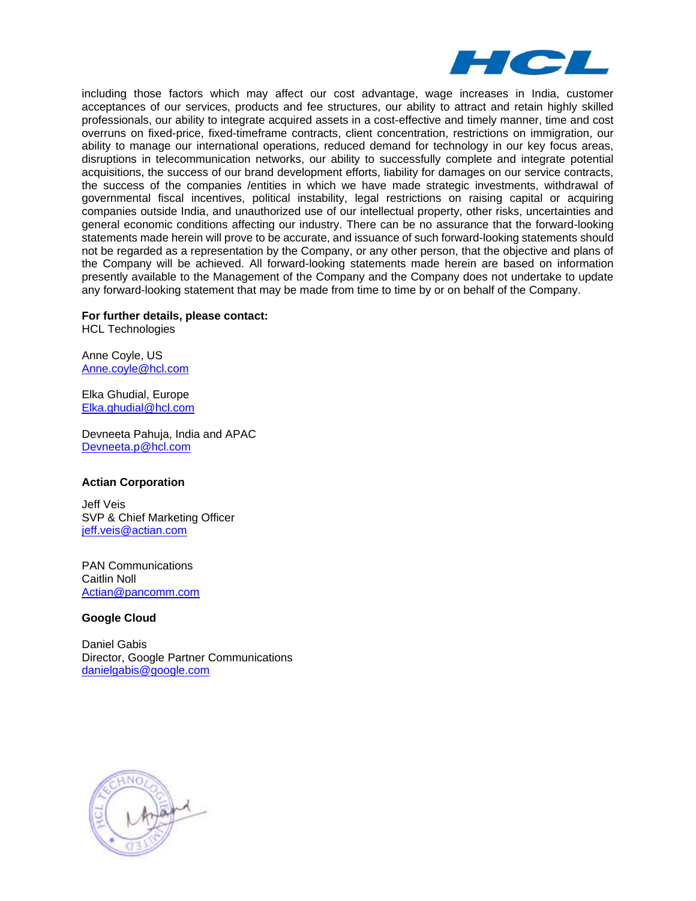including those factors which may affect our cost advantage, wage increases in India, customer acceptances of our services, products and fee structures, our ability to attract and retain highly skilled professionals, our ability to integrate acquired assets in a cost-effective and timely manner, time and cost overruns on fixed-price, fixed-timeframe contracts, client concentration, restrictions on immigration, our ability to manage our international operations, reduced demand for technology in our key focus areas, disruptions in telecommunication networks, our ability to successfully complete and integrate potential acquisitions, the success of our brand development efforts, liability for damages on our service contracts, the success of the companies /entities in which we have made strategic investments, withdrawal of governmental fiscal incentives, political instability, legal restrictions on raising capital or acquiring companies outside India, and unauthorized use of our intellectual property, other risks, uncertainties and general economic conditions affecting our industry. There can be no assurance that the forward-looking statements made herein will prove to be accurate, and issuance of such forward-looking statements should not be regarded as a representation by the Company, or any other person, that the objective and plans of the Company will be achieved. All forward-looking statements made herein are based on information presently available to the Management of the Company and the Company does not undertake to update any forward-looking statement that may be made from time to time by or on behalf of the Company.

**For further details, please contact:**
HCL Technologies

Anne Coyle, US
Anne.coyle@hcl.com

Elka Ghudial, Europe
Elka.ghudial@hcl.com

Devneeta Pahuja, India and APAC
Devneeta.p@hcl.com

**Actian Corporation**

Jeff Veis
SVP & Chief Marketing Officer
jeff.veis@actian.com

PAN Communications
Caitlin Noll
Actian@pancomm.com

**Google Cloud**

Daniel Gabis
Director, Google Partner Communications
danielgabis@google.com